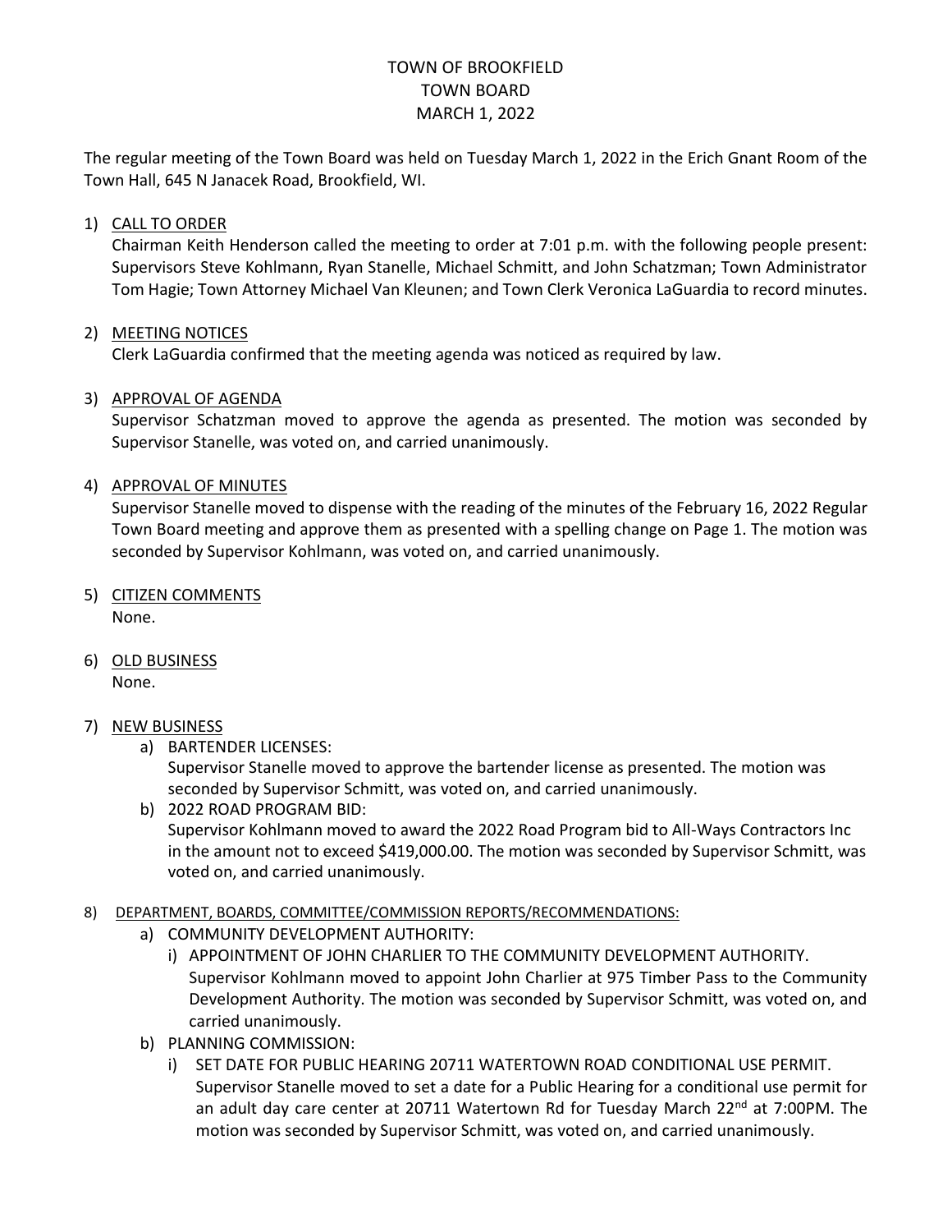# TOWN OF BROOKFIELD
# TOWN BOARD
# MARCH 1, 2022

The regular meeting of the Town Board was held on Tuesday March 1, 2022 in the Erich Gnant Room of the Town Hall, 645 N Janacek Road, Brookfield, WI.

1) CALL TO ORDER
   Chairman Keith Henderson called the meeting to order at 7:01 p.m. with the following people present: Supervisors Steve Kohlmann, Ryan Stanelle, Michael Schmitt, and John Schatzman; Town Administrator Tom Hagie; Town Attorney Michael Van Kleunen; and Town Clerk Veronica LaGuardia to record minutes.

2) MEETING NOTICES
   Clerk LaGuardia confirmed that the meeting agenda was noticed as required by law.

3) APPROVAL OF AGENDA
   Supervisor Schatzman moved to approve the agenda as presented. The motion was seconded by Supervisor Stanelle, was voted on, and carried unanimously.

4) APPROVAL OF MINUTES
   Supervisor Stanelle moved to dispense with the reading of the minutes of the February 16, 2022 Regular Town Board meeting and approve them as presented with a spelling change on Page 1. The motion was seconded by Supervisor Kohlmann, was voted on, and carried unanimously.

5) CITIZEN COMMENTS
   None.

6) OLD BUSINESS
   None.

7) NEW BUSINESS
   a) BARTENDER LICENSES:
      Supervisor Stanelle moved to approve the bartender license as presented. The motion was seconded by Supervisor Schmitt, was voted on, and carried unanimously.
   b) 2022 ROAD PROGRAM BID:
      Supervisor Kohlmann moved to award the 2022 Road Program bid to All-Ways Contractors Inc in the amount not to exceed $419,000.00. The motion was seconded by Supervisor Schmitt, was voted on, and carried unanimously.

8) DEPARTMENT, BOARDS, COMMITTEE/COMMISSION REPORTS/RECOMMENDATIONS:
   a) COMMUNITY DEVELOPMENT AUTHORITY:
      i) APPOINTMENT OF JOHN CHARLIER TO THE COMMUNITY DEVELOPMENT AUTHORITY.
         Supervisor Kohlmann moved to appoint John Charlier at 975 Timber Pass to the Community Development Authority. The motion was seconded by Supervisor Schmitt, was voted on, and carried unanimously.
   b) PLANNING COMMISSION:
      i) SET DATE FOR PUBLIC HEARING 20711 WATERTOWN ROAD CONDITIONAL USE PERMIT.
         Supervisor Stanelle moved to set a date for a Public Hearing for a conditional use permit for an adult day care center at 20711 Watertown Rd for Tuesday March 22nd at 7:00PM. The motion was seconded by Supervisor Schmitt, was voted on, and carried unanimously.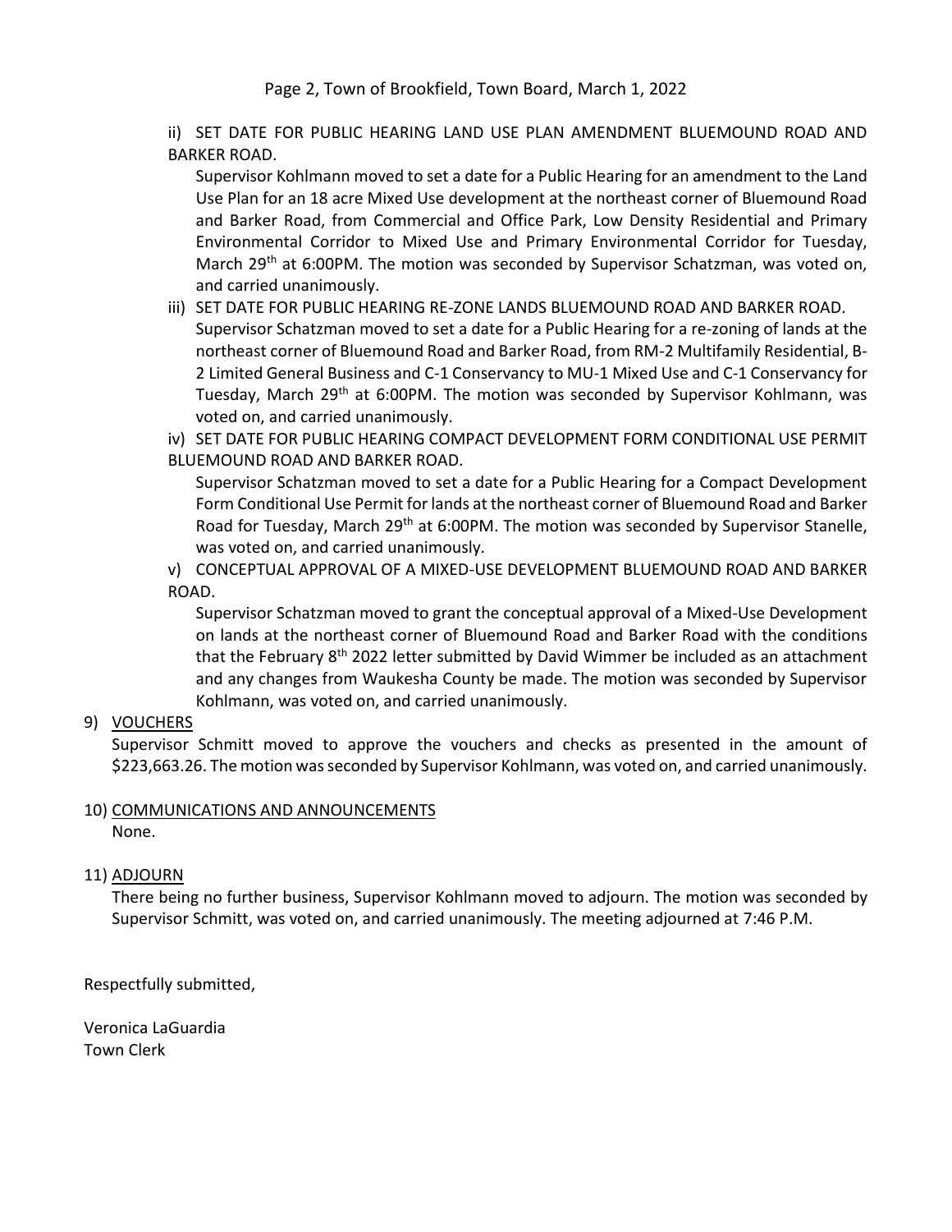ii) SET DATE FOR PUBLIC HEARING LAND USE PLAN AMENDMENT BLUEMOUND ROAD AND BARKER ROAD.

Supervisor Kohlmann moved to set a date for a Public Hearing for an amendment to the Land Use Plan for an 18 acre Mixed Use development at the northeast corner of Bluemound Road and Barker Road, from Commercial and Office Park, Low Density Residential and Primary Environmental Corridor to Mixed Use and Primary Environmental Corridor for Tuesday, March 29th at 6:00PM. The motion was seconded by Supervisor Schatzman, was voted on, and carried unanimously.

iii) SET DATE FOR PUBLIC HEARING RE-ZONE LANDS BLUEMOUND ROAD AND BARKER ROAD.

Supervisor Schatzman moved to set a date for a Public Hearing for a re-zoning of lands at the northeast corner of Bluemound Road and Barker Road, from RM-2 Multifamily Residential, B-2 Limited General Business and C-1 Conservancy to MU-1 Mixed Use and C-1 Conservancy for Tuesday, March 29th at 6:00PM. The motion was seconded by Supervisor Kohlmann, was voted on, and carried unanimously.

iv) SET DATE FOR PUBLIC HEARING COMPACT DEVELOPMENT FORM CONDITIONAL USE PERMIT BLUEMOUND ROAD AND BARKER ROAD.

Supervisor Schatzman moved to set a date for a Public Hearing for a Compact Development Form Conditional Use Permit for lands at the northeast corner of Bluemound Road and Barker Road for Tuesday, March 29th at 6:00PM. The motion was seconded by Supervisor Stanelle, was voted on, and carried unanimously.

v) CONCEPTUAL APPROVAL OF A MIXED-USE DEVELOPMENT BLUEMOUND ROAD AND BARKER ROAD.

Supervisor Schatzman moved to grant the conceptual approval of a Mixed-Use Development on lands at the northeast corner of Bluemound Road and Barker Road with the conditions that the February 8th 2022 letter submitted by David Wimmer be included as an attachment and any changes from Waukesha County be made. The motion was seconded by Supervisor Kohlmann, was voted on, and carried unanimously.

9) VOUCHERS

Supervisor Schmitt moved to approve the vouchers and checks as presented in the amount of $223,663.26. The motion was seconded by Supervisor Kohlmann, was voted on, and carried unanimously.

10) COMMUNICATIONS AND ANNOUNCEMENTS

None.

11) ADJOURN

There being no further business, Supervisor Kohlmann moved to adjourn. The motion was seconded by Supervisor Schmitt, was voted on, and carried unanimously. The meeting adjourned at 7:46 P.M.

Respectfully submitted,

Veronica LaGuardia
Town Clerk